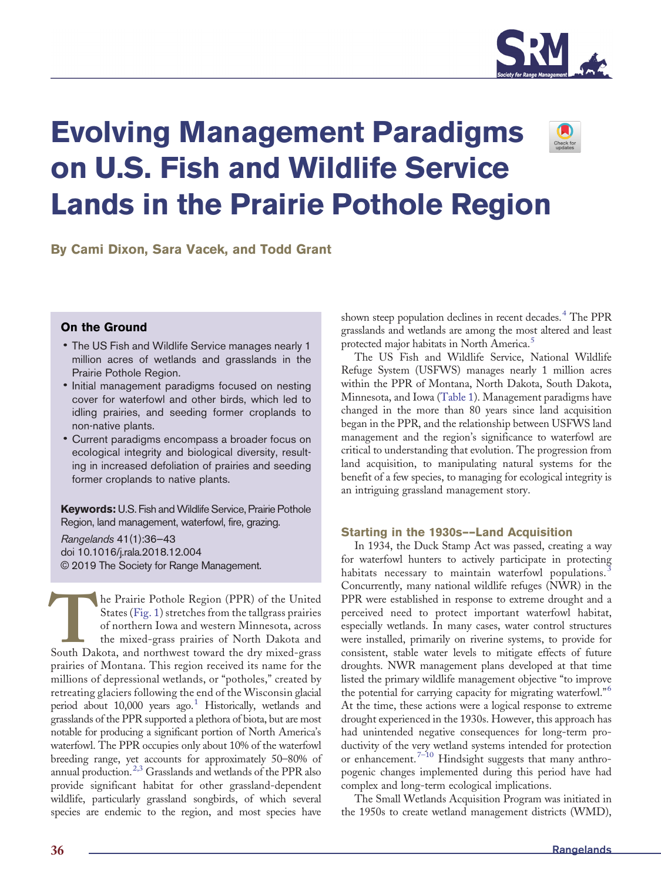# Evolving Management Paradigms on U.S. Fish and Wildlife Service Lands in the Prairie Pothole Region

**By Cami Dixon, Sara Vacek, and Todd Grant**

## On the Ground

- The US Fish and Wildlife Service manages nearly 1 million acres of wetlands and grasslands in the Prairie Pothole Region.
- Initial management paradigms focused on nesting cover for waterfowl and other birds, which led to idling prairies, and seeding former croplands to non-native plants.
- Current paradigms encompass a broader focus on ecological integrity and biological diversity, resulting in increased defoliation of prairies and seeding former croplands to native plants.

**Keywords:** U.S. Fish and Wildlife Service, Prairie Pothole Region, land management, waterfowl, fire, grazing.

*Rangelands* 41(1):36–43
doi 10.1016/j.rala.2018.12.004
© 2019 The Society for Range Management.

The Prairie Pothole Region (PPR) of the United States (Fig. 1) stretches from the tallgrass prairies of northern Iowa and western Minnesota, across the mixed-grass prairies of North Dakota and South Dakota, and northwest toward the dry mixed-grass prairies of Montana. This region received its name for the millions of depressional wetlands, or "potholes," created by retreating glaciers following the end of the Wisconsin glacial period about 10,000 years ago.[1] Historically, wetlands and grasslands of the PPR supported a plethora of biota, but are most notable for producing a significant portion of North America's waterfowl. The PPR occupies only about 10% of the waterfowl breeding range, yet accounts for approximately 50–80% of annual production.[2,3] Grasslands and wetlands of the PPR also provide significant habitat for other grassland-dependent wildlife, particularly grassland songbirds, of which several species are endemic to the region, and most species have shown steep population declines in recent decades.[4] The PPR grasslands and wetlands are among the most altered and least protected major habitats in North America.[5]

The US Fish and Wildlife Service, National Wildlife Refuge System (USFWS) manages nearly 1 million acres within the PPR of Montana, North Dakota, South Dakota, Minnesota, and Iowa (Table 1). Management paradigms have changed in the more than 80 years since land acquisition began in the PPR, and the relationship between USFWS land management and the region's significance to waterfowl are critical to understanding that evolution. The progression from land acquisition, to manipulating natural systems for the benefit of a few species, to managing for ecological integrity is an intriguing grassland management story.

## Starting in the 1930s––Land Acquisition

In 1934, the Duck Stamp Act was passed, creating a way for waterfowl hunters to actively participate in protecting habitats necessary to maintain waterfowl populations.[3] Concurrently, many national wildlife refuges (NWR) in the PPR were established in response to extreme drought and a perceived need to protect important waterfowl habitat, especially wetlands. In many cases, water control structures were installed, primarily on riverine systems, to provide for consistent, stable water levels to mitigate effects of future droughts. NWR management plans developed at that time listed the primary wildlife management objective "to improve the potential for carrying capacity for migrating waterfowl."[6] At the time, these actions were a logical response to extreme drought experienced in the 1930s. However, this approach has had unintended negative consequences for long-term productivity of the very wetland systems intended for protection or enhancement.[7–10] Hindsight suggests that many anthropogenic changes implemented during this period have had complex and long-term ecological implications.

The Small Wetlands Acquisition Program was initiated in the 1950s to create wetland management districts (WMD),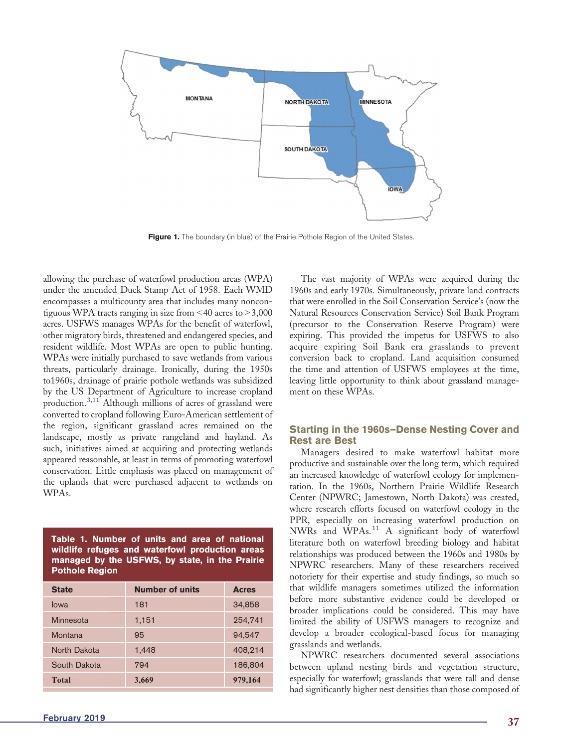Figure 1. The boundary (in blue) of the Prairie Pothole Region of the United States.

allowing the purchase of waterfowl production areas (WPA) under the amended Duck Stamp Act of 1958. Each WMD encompasses a multicounty area that includes many noncontiguous WPA tracts ranging in size from <40 acres to >3,000 acres. USFWS manages WPAs for the benefit of waterfowl, other migratory birds, threatened and endangered species, and resident wildlife. Most WPAs are open to public hunting. WPAs were initially purchased to save wetlands from various threats, particularly drainage. Ironically, during the 1950s to1960s, drainage of prairie pothole wetlands was subsidized by the US Department of Agriculture to increase cropland production.[3,11] Although millions of acres of grassland were converted to cropland following Euro-American settlement of the region, significant grassland acres remained on the landscape, mostly as private rangeland and hayland. As such, initiatives aimed at acquiring and protecting wetlands appeared reasonable, at least in terms of promoting waterfowl conservation. Little emphasis was placed on management of the uplands that were purchased adjacent to wetlands on WPAs.

**Table 1. Number of units and area of national wildlife refuges and waterfowl production areas managed by the USFWS, by state, in the Prairie Pothole Region**

| State | Number of units | Acres |
|---|---|---|
| Iowa | 181 | 34,858 |
| Minnesota | 1,151 | 254,741 |
| Montana | 95 | 94,547 |
| North Dakota | 1,448 | 408,214 |
| South Dakota | 794 | 186,804 |
| **Total** | **3,669** | **979,164** |

The vast majority of WPAs were acquired during the 1960s and early 1970s. Simultaneously, private land contracts that were enrolled in the Soil Conservation Service's (now the Natural Resources Conservation Service) Soil Bank Program (precursor to the Conservation Reserve Program) were expiring. This provided the impetus for USFWS to also acquire expiring Soil Bank era grasslands to prevent conversion back to cropland. Land acquisition consumed the time and attention of USFWS employees at the time, leaving little opportunity to think about grassland management on these WPAs.

## Starting in the 1960s–Dense Nesting Cover and Rest are Best

Managers desired to make waterfowl habitat more productive and sustainable over the long term, which required an increased knowledge of waterfowl ecology for implementation. In the 1960s, Northern Prairie Wildlife Research Center (NPWRC; Jamestown, North Dakota) was created, where research efforts focused on waterfowl ecology in the PPR, especially on increasing waterfowl production on NWRs and WPAs.[11] A significant body of waterfowl literature both on waterfowl breeding biology and habitat relationships was produced between the 1960s and 1980s by NPWRC researchers. Many of these researchers received notoriety for their expertise and study findings, so much so that wildlife managers sometimes utilized the information before more substantive evidence could be developed or broader implications could be considered. This may have limited the ability of USFWS managers to recognize and develop a broader ecological-based focus for managing grasslands and wetlands.

NPWRC researchers documented several associations between upland nesting birds and vegetation structure, especially for waterfowl; grasslands that were tall and dense had significantly higher nest densities than those composed of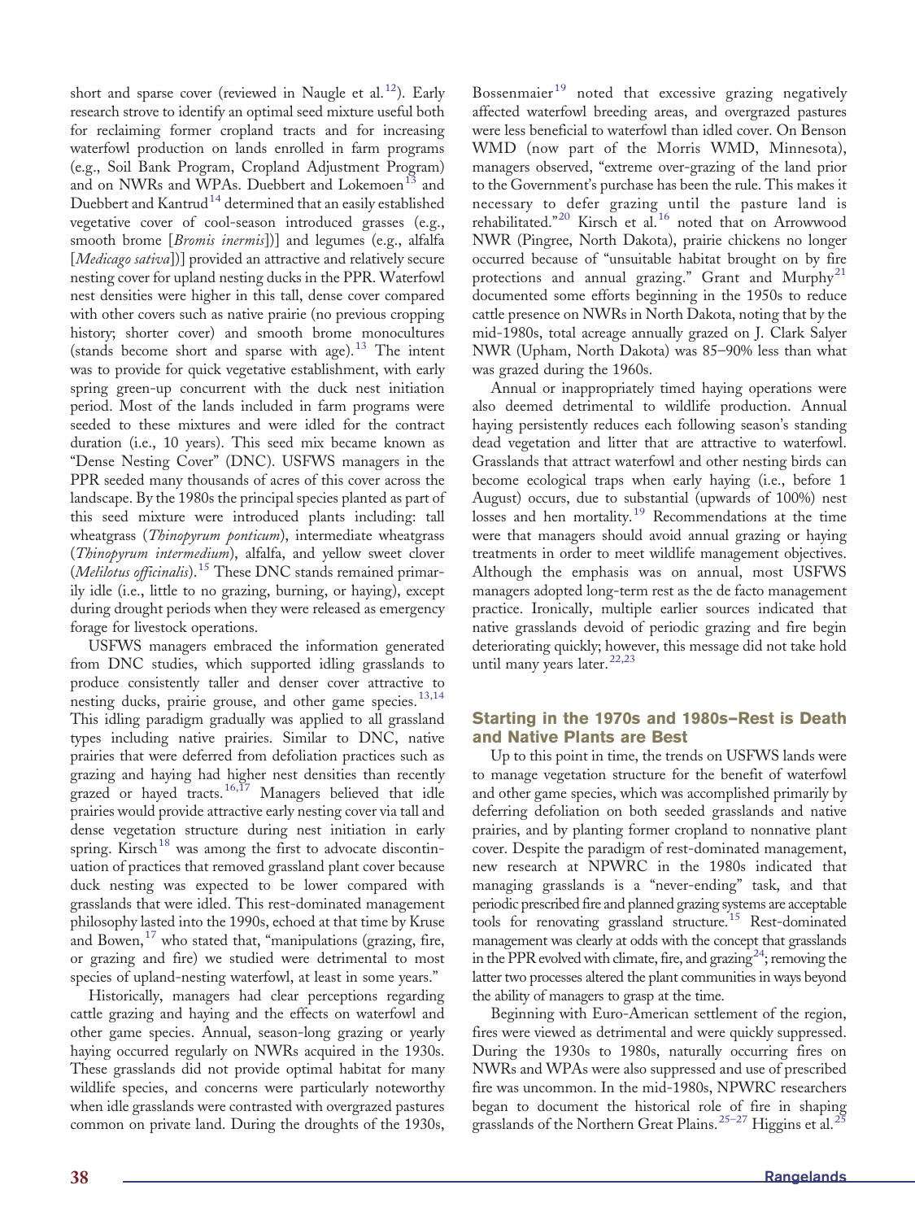short and sparse cover (reviewed in Naugle et al.[12]). Early research strove to identify an optimal seed mixture useful both for reclaiming former cropland tracts and for increasing waterfowl production on lands enrolled in farm programs (e.g., Soil Bank Program, Cropland Adjustment Program) and on NWRs and WPAs. Duebbert and Lokemoen[13] and Duebbert and Kantrud[14] determined that an easily established vegetative cover of cool-season introduced grasses (e.g., smooth brome [*Bromis inermis*])] and legumes (e.g., alfalfa [*Medicago sativa*])] provided an attractive and relatively secure nesting cover for upland nesting ducks in the PPR. Waterfowl nest densities were higher in this tall, dense cover compared with other covers such as native prairie (no previous cropping history; shorter cover) and smooth brome monocultures (stands become short and sparse with age).[13] The intent was to provide for quick vegetative establishment, with early spring green-up concurrent with the duck nest initiation period. Most of the lands included in farm programs were seeded to these mixtures and were idled for the contract duration (i.e., 10 years). This seed mix became known as "Dense Nesting Cover" (DNC). USFWS managers in the PPR seeded many thousands of acres of this cover across the landscape. By the 1980s the principal species planted as part of this seed mixture were introduced plants including: tall wheatgrass (*Thinopyrum ponticum*), intermediate wheatgrass (*Thinopyrum intermedium*), alfalfa, and yellow sweet clover (*Melilotus officinalis*).[15] These DNC stands remained primarily idle (i.e., little to no grazing, burning, or haying), except during drought periods when they were released as emergency forage for livestock operations.

USFWS managers embraced the information generated from DNC studies, which supported idling grasslands to produce consistently taller and denser cover attractive to nesting ducks, prairie grouse, and other game species.[13,14] This idling paradigm gradually was applied to all grassland types including native prairies. Similar to DNC, native prairies that were deferred from defoliation practices such as grazing and haying had higher nest densities than recently grazed or hayed tracts.[16,17] Managers believed that idle prairies would provide attractive early nesting cover via tall and dense vegetation structure during nest initiation in early spring. Kirsch[18] was among the first to advocate discontinuation of practices that removed grassland plant cover because duck nesting was expected to be lower compared with grasslands that were idled. This rest-dominated management philosophy lasted into the 1990s, echoed at that time by Kruse and Bowen,[17] who stated that, "manipulations (grazing, fire, or grazing and fire) we studied were detrimental to most species of upland-nesting waterfowl, at least in some years."

Historically, managers had clear perceptions regarding cattle grazing and haying and the effects on waterfowl and other game species. Annual, season-long grazing or yearly haying occurred regularly on NWRs acquired in the 1930s. These grasslands did not provide optimal habitat for many wildlife species, and concerns were particularly noteworthy when idle grasslands were contrasted with overgrazed pastures common on private land. During the droughts of the 1930s, Bossenmaier[19] noted that excessive grazing negatively affected waterfowl breeding areas, and overgrazed pastures were less beneficial to waterfowl than idled cover. On Benson WMD (now part of the Morris WMD, Minnesota), managers observed, "extreme over-grazing of the land prior to the Government's purchase has been the rule. This makes it necessary to defer grazing until the pasture land is rehabilitated."[20] Kirsch et al.[16] noted that on Arrowwood NWR (Pingree, North Dakota), prairie chickens no longer occurred because of "unsuitable habitat brought on by fire protections and annual grazing." Grant and Murphy[21] documented some efforts beginning in the 1950s to reduce cattle presence on NWRs in North Dakota, noting that by the mid-1980s, total acreage annually grazed on J. Clark Salyer NWR (Upham, North Dakota) was 85–90% less than what was grazed during the 1960s.

Annual or inappropriately timed haying operations were also deemed detrimental to wildlife production. Annual haying persistently reduces each following season's standing dead vegetation and litter that are attractive to waterfowl. Grasslands that attract waterfowl and other nesting birds can become ecological traps when early haying (i.e., before 1 August) occurs, due to substantial (upwards of 100%) nest losses and hen mortality.[19] Recommendations at the time were that managers should avoid annual grazing or haying treatments in order to meet wildlife management objectives. Although the emphasis was on annual, most USFWS managers adopted long-term rest as the de facto management practice. Ironically, multiple earlier sources indicated that native grasslands devoid of periodic grazing and fire begin deteriorating quickly; however, this message did not take hold until many years later.[22,23]

## Starting in the 1970s and 1980s–Rest is Death and Native Plants are Best

Up to this point in time, the trends on USFWS lands were to manage vegetation structure for the benefit of waterfowl and other game species, which was accomplished primarily by deferring defoliation on both seeded grasslands and native prairies, and by planting former cropland to nonnative plant cover. Despite the paradigm of rest-dominated management, new research at NPWRC in the 1980s indicated that managing grasslands is a "never-ending" task, and that periodic prescribed fire and planned grazing systems are acceptable tools for renovating grassland structure.[15] Rest-dominated management was clearly at odds with the concept that grasslands in the PPR evolved with climate, fire, and grazing[24]; removing the latter two processes altered the plant communities in ways beyond the ability of managers to grasp at the time.

Beginning with Euro-American settlement of the region, fires were viewed as detrimental and were quickly suppressed. During the 1930s to 1980s, naturally occurring fires on NWRs and WPAs were also suppressed and use of prescribed fire was uncommon. In the mid-1980s, NPWRC researchers began to document the historical role of fire in shaping grasslands of the Northern Great Plains.[25–27] Higgins et al.[25]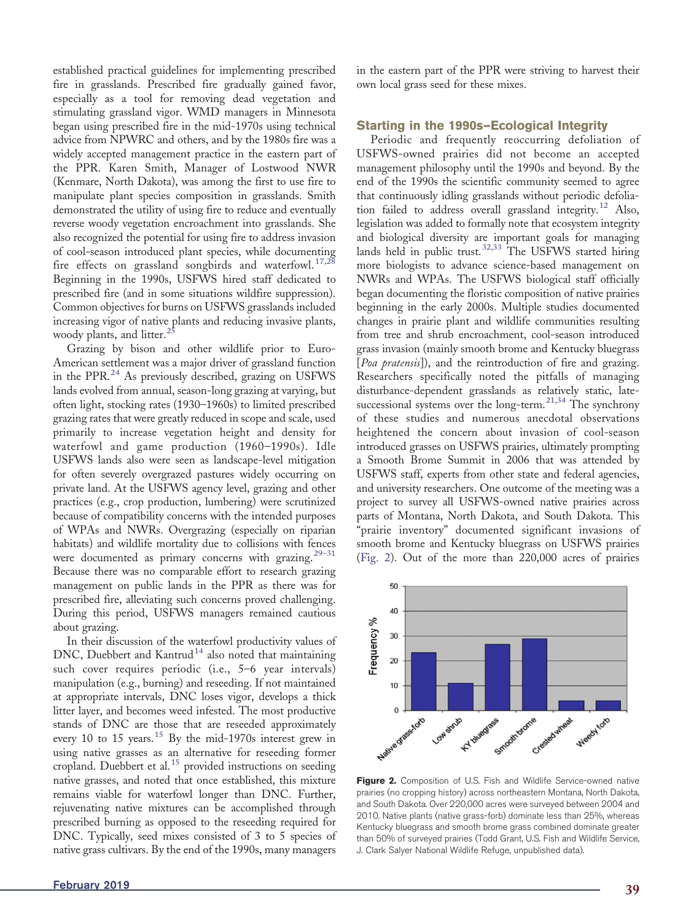established practical guidelines for implementing prescribed fire in grasslands. Prescribed fire gradually gained favor, especially as a tool for removing dead vegetation and stimulating grassland vigor. WMD managers in Minnesota began using prescribed fire in the mid-1970s using technical advice from NPWRC and others, and by the 1980s fire was a widely accepted management practice in the eastern part of the PPR. Karen Smith, Manager of Lostwood NWR (Kenmare, North Dakota), was among the first to use fire to manipulate plant species composition in grasslands. Smith demonstrated the utility of using fire to reduce and eventually reverse woody vegetation encroachment into grasslands. She also recognized the potential for using fire to address invasion of cool-season introduced plant species, while documenting fire effects on grassland songbirds and waterfowl.[17,28] Beginning in the 1990s, USFWS hired staff dedicated to prescribed fire (and in some situations wildfire suppression). Common objectives for burns on USFWS grasslands included increasing vigor of native plants and reducing invasive plants, woody plants, and litter.[25]

Grazing by bison and other wildlife prior to Euro-American settlement was a major driver of grassland function in the PPR.[24] As previously described, grazing on USFWS lands evolved from annual, season-long grazing at varying, but often light, stocking rates (1930–1960s) to limited prescribed grazing rates that were greatly reduced in scope and scale, used primarily to increase vegetation height and density for waterfowl and game production (1960–1990s). Idle USFWS lands also were seen as landscape-level mitigation for often severely overgrazed pastures widely occurring on private land. At the USFWS agency level, grazing and other practices (e.g., crop production, lumbering) were scrutinized because of compatibility concerns with the intended purposes of WPAs and NWRs. Overgrazing (especially on riparian habitats) and wildlife mortality due to collisions with fences were documented as primary concerns with grazing.[29–31] Because there was no comparable effort to research grazing management on public lands in the PPR as there was for prescribed fire, alleviating such concerns proved challenging. During this period, USFWS managers remained cautious about grazing.

In their discussion of the waterfowl productivity values of DNC, Duebbert and Kantrud[14] also noted that maintaining such cover requires periodic (i.e., 5–6 year intervals) manipulation (e.g., burning) and reseeding. If not maintained at appropriate intervals, DNC loses vigor, develops a thick litter layer, and becomes weed infested. The most productive stands of DNC are those that are reseeded approximately every 10 to 15 years.[15] By the mid-1970s interest grew in using native grasses as an alternative for reseeding former cropland. Duebbert et al.[15] provided instructions on seeding native grasses, and noted that once established, this mixture remains viable for waterfowl longer than DNC. Further, rejuvenating native mixtures can be accomplished through prescribed burning as opposed to the reseeding required for DNC. Typically, seed mixes consisted of 3 to 5 species of native grass cultivars. By the end of the 1990s, many managers in the eastern part of the PPR were striving to harvest their own local grass seed for these mixes.

## Starting in the 1990s–Ecological Integrity

Periodic and frequently reoccurring defoliation of USFWS-owned prairies did not become an accepted management philosophy until the 1990s and beyond. By the end of the 1990s the scientific community seemed to agree that continuously idling grasslands without periodic defoliation failed to address overall grassland integrity.[12] Also, legislation was added to formally note that ecosystem integrity and biological diversity are important goals for managing lands held in public trust.[32,33] The USFWS started hiring more biologists to advance science-based management on NWRs and WPAs. The USFWS biological staff officially began documenting the floristic composition of native prairies beginning in the early 2000s. Multiple studies documented changes in prairie plant and wildlife communities resulting from tree and shrub encroachment, cool-season introduced grass invasion (mainly smooth brome and Kentucky bluegrass [*Poa pratensis*]), and the reintroduction of fire and grazing. Researchers specifically noted the pitfalls of managing disturbance-dependent grasslands as relatively static, late-successional systems over the long-term.[21,34] The synchrony of these studies and numerous anecdotal observations heightened the concern about invasion of cool-season introduced grasses on USFWS prairies, ultimately prompting a Smooth Brome Summit in 2006 that was attended by USFWS staff, experts from other state and federal agencies, and university researchers. One outcome of the meeting was a project to survey all USFWS-owned native prairies across parts of Montana, North Dakota, and South Dakota. This "prairie inventory" documented significant invasions of smooth brome and Kentucky bluegrass on USFWS prairies (Fig. 2). Out of the more than 220,000 acres of prairies

**Figure 2.** Composition of U.S. Fish and Wildlife Service-owned native prairies (no cropping history) across northeastern Montana, North Dakota, and South Dakota. Over 220,000 acres were surveyed between 2004 and 2010. Native plants (native grass-forb) dominate less than 25%, whereas Kentucky bluegrass and smooth brome grass combined dominate greater than 50% of surveyed prairies (Todd Grant, U.S. Fish and Wildlife Service, J. Clark Salyer National Wildlife Refuge, unpublished data).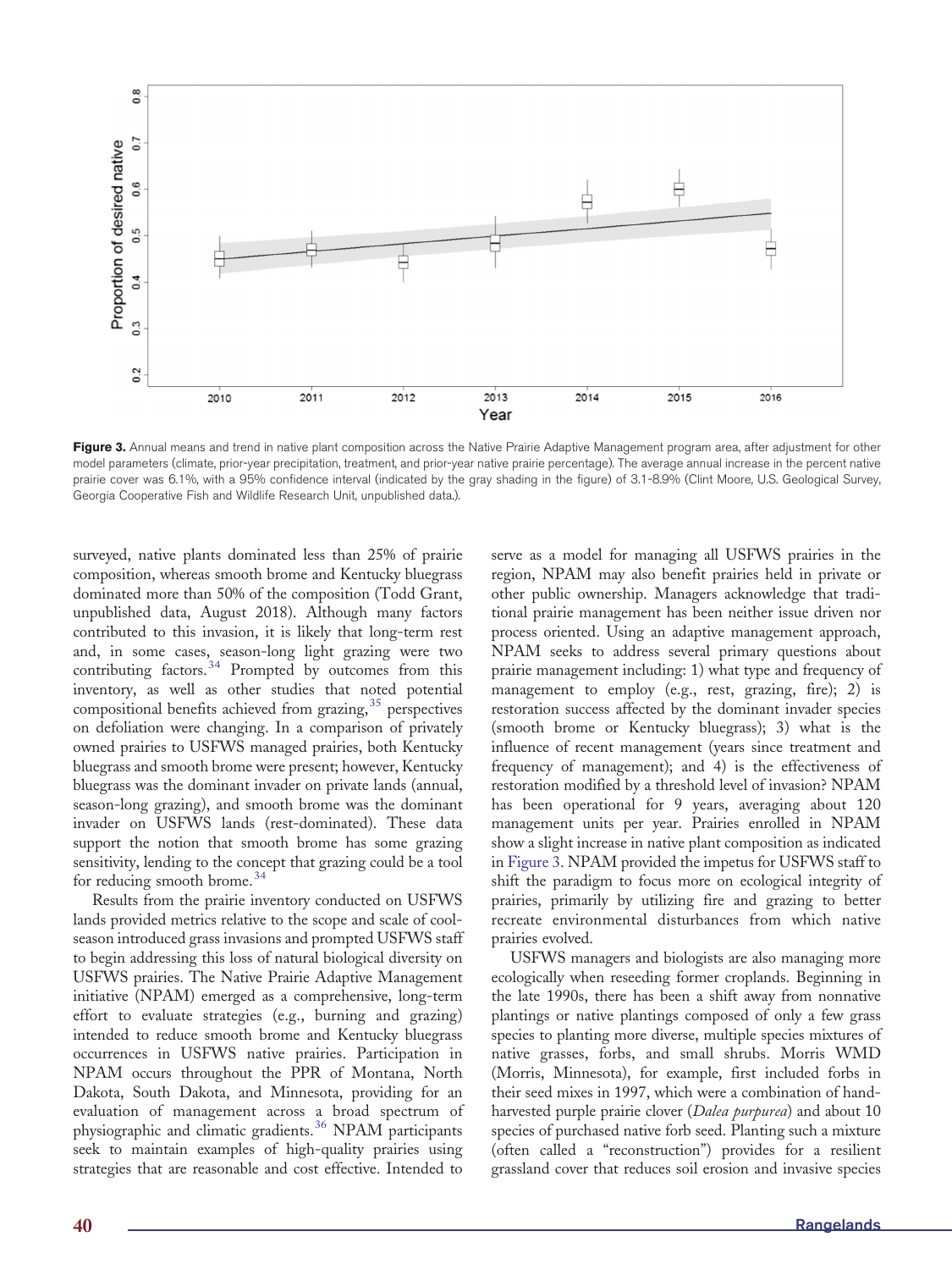**Figure 3.** Annual means and trend in native plant composition across the Native Prairie Adaptive Management program area, after adjustment for other model parameters (climate, prior-year precipitation, treatment, and prior-year native prairie percentage). The average annual increase in the percent native prairie cover was 6.1%, with a 95% confidence interval (indicated by the gray shading in the figure) of 3.1-8.9% (Clint Moore, U.S. Geological Survey, Georgia Cooperative Fish and Wildlife Research Unit, unpublished data.).

surveyed, native plants dominated less than 25% of prairie composition, whereas smooth brome and Kentucky bluegrass dominated more than 50% of the composition (Todd Grant, unpublished data, August 2018). Although many factors contributed to this invasion, it is likely that long-term rest and, in some cases, season-long light grazing were two contributing factors.[34] Prompted by outcomes from this inventory, as well as other studies that noted potential compositional benefits achieved from grazing,[35] perspectives on defoliation were changing. In a comparison of privately owned prairies to USFWS managed prairies, both Kentucky bluegrass and smooth brome were present; however, Kentucky bluegrass was the dominant invader on private lands (annual, season-long grazing), and smooth brome was the dominant invader on USFWS lands (rest-dominated). These data support the notion that smooth brome has some grazing sensitivity, lending to the concept that grazing could be a tool for reducing smooth brome.[34]

Results from the prairie inventory conducted on USFWS lands provided metrics relative to the scope and scale of cool-season introduced grass invasions and prompted USFWS staff to begin addressing this loss of natural biological diversity on USFWS prairies. The Native Prairie Adaptive Management initiative (NPAM) emerged as a comprehensive, long-term effort to evaluate strategies (e.g., burning and grazing) intended to reduce smooth brome and Kentucky bluegrass occurrences in USFWS native prairies. Participation in NPAM occurs throughout the PPR of Montana, North Dakota, South Dakota, and Minnesota, providing for an evaluation of management across a broad spectrum of physiographic and climatic gradients.[36] NPAM participants seek to maintain examples of high-quality prairies using strategies that are reasonable and cost effective. Intended to serve as a model for managing all USFWS prairies in the region, NPAM may also benefit prairies held in private or other public ownership. Managers acknowledge that traditional prairie management has been neither issue driven nor process oriented. Using an adaptive management approach, NPAM seeks to address several primary questions about prairie management including: 1) what type and frequency of management to employ (e.g., rest, grazing, fire); 2) is restoration success affected by the dominant invader species (smooth brome or Kentucky bluegrass); 3) what is the influence of recent management (years since treatment and frequency of management); and 4) is the effectiveness of restoration modified by a threshold level of invasion? NPAM has been operational for 9 years, averaging about 120 management units per year. Prairies enrolled in NPAM show a slight increase in native plant composition as indicated in Figure 3. NPAM provided the impetus for USFWS staff to shift the paradigm to focus more on ecological integrity of prairies, primarily by utilizing fire and grazing to better recreate environmental disturbances from which native prairies evolved.

USFWS managers and biologists are also managing more ecologically when reseeding former croplands. Beginning in the late 1990s, there has been a shift away from nonnative plantings or native plantings composed of only a few grass species to planting more diverse, multiple species mixtures of native grasses, forbs, and small shrubs. Morris WMD (Morris, Minnesota), for example, first included forbs in their seed mixes in 1997, which were a combination of hand-harvested purple prairie clover (*Dalea purpurea*) and about 10 species of purchased native forb seed. Planting such a mixture (often called a "reconstruction") provides for a resilient grassland cover that reduces soil erosion and invasive species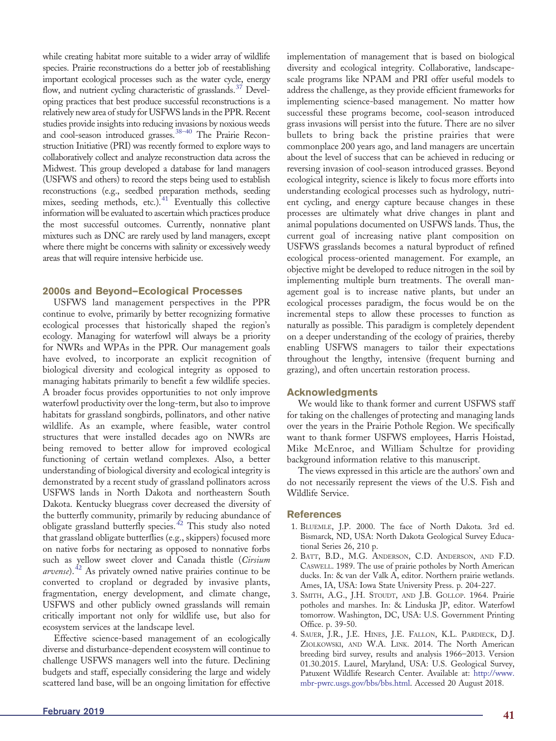while creating habitat more suitable to a wider array of wildlife species. Prairie reconstructions do a better job of reestablishing important ecological processes such as the water cycle, energy flow, and nutrient cycling characteristic of grasslands.[37] Developing practices that best produce successful reconstructions is a relatively new area of study for USFWS lands in the PPR. Recent studies provide insights into reducing invasions by noxious weeds and cool-season introduced grasses.[38–40] The Prairie Reconstruction Initiative (PRI) was recently formed to explore ways to collaboratively collect and analyze reconstruction data across the Midwest. This group developed a database for land managers (USFWS and others) to record the steps being used to establish reconstructions (e.g., seedbed preparation methods, seeding mixes, seeding methods, etc.).[41] Eventually this collective information will be evaluated to ascertain which practices produce the most successful outcomes. Currently, nonnative plant mixtures such as DNC are rarely used by land managers, except where there might be concerns with salinity or excessively weedy areas that will require intensive herbicide use.

## 2000s and Beyond–Ecological Processes

USFWS land management perspectives in the PPR continue to evolve, primarily by better recognizing formative ecological processes that historically shaped the region's ecology. Managing for waterfowl will always be a priority for NWRs and WPAs in the PPR. Our management goals have evolved, to incorporate an explicit recognition of biological diversity and ecological integrity as opposed to managing habitats primarily to benefit a few wildlife species. A broader focus provides opportunities to not only improve waterfowl productivity over the long-term, but also to improve habitats for grassland songbirds, pollinators, and other native wildlife. As an example, where feasible, water control structures that were installed decades ago on NWRs are being removed to better allow for improved ecological functioning of certain wetland complexes. Also, a better understanding of biological diversity and ecological integrity is demonstrated by a recent study of grassland pollinators across USFWS lands in North Dakota and northeastern South Dakota. Kentucky bluegrass cover decreased the diversity of the butterfly community, primarily by reducing abundance of obligate grassland butterfly species.[42] This study also noted that grassland obligate butterflies (e.g., skippers) focused more on native forbs for nectaring as opposed to nonnative forbs such as yellow sweet clover and Canada thistle (*Cirsium arvense*).[42] As privately owned native prairies continue to be converted to cropland or degraded by invasive plants, fragmentation, energy development, and climate change, USFWS and other publicly owned grasslands will remain critically important not only for wildlife use, but also for ecosystem services at the landscape level.

Effective science-based management of an ecologically diverse and disturbance-dependent ecosystem will continue to challenge USFWS managers well into the future. Declining budgets and staff, especially considering the large and widely scattered land base, will be an ongoing limitation for effective implementation of management that is based on biological diversity and ecological integrity. Collaborative, landscape-scale programs like NPAM and PRI offer useful models to address the challenge, as they provide efficient frameworks for implementing science-based management. No matter how successful these programs become, cool-season introduced grass invasions will persist into the future. There are no silver bullets to bring back the pristine prairies that were commonplace 200 years ago, and land managers are uncertain about the level of success that can be achieved in reducing or reversing invasion of cool-season introduced grasses. Beyond ecological integrity, science is likely to focus more efforts into understanding ecological processes such as hydrology, nutrient cycling, and energy capture because changes in these processes are ultimately what drive changes in plant and animal populations documented on USFWS lands. Thus, the current goal of increasing native plant composition on USFWS grasslands becomes a natural byproduct of refined ecological process-oriented management. For example, an objective might be developed to reduce nitrogen in the soil by implementing multiple burn treatments. The overall management goal is to increase native plants, but under an ecological processes paradigm, the focus would be on the incremental steps to allow these processes to function as naturally as possible. This paradigm is completely dependent on a deeper understanding of the ecology of prairies, thereby enabling USFWS managers to tailor their expectations throughout the lengthy, intensive (frequent burning and grazing), and often uncertain restoration process.

## Acknowledgments

We would like to thank former and current USFWS staff for taking on the challenges of protecting and managing lands over the years in the Prairie Pothole Region. We specifically want to thank former USFWS employees, Harris Hoistad, Mike McEnroe, and William Schultze for providing background information relative to this manuscript.

The views expressed in this article are the authors' own and do not necessarily represent the views of the U.S. Fish and Wildlife Service.

## References

1. Bluemle, J.P. 2000. The face of North Dakota. 3rd ed. Bismarck, ND, USA: North Dakota Geological Survey Educational Series 26, 210 p.
2. Batt, B.D., M.G. Anderson, C.D. Anderson, and F.D. Caswell. 1989. The use of prairie potholes by North American ducks. In: & van der Valk A, editor. Northern prairie wetlands. Ames, IA, USA: Iowa State University Press. p. 204-227.
3. Smith, A.G., J.H. Stoudt, and J.B. Gollop. 1964. Prairie potholes and marshes. In: & Linduska JP, editor. Waterfowl tomorrow. Washington, DC, USA: U.S. Government Printing Office. p. 39-50.
4. Sauer, J.R., J.E. Hines, J.E. Fallon, K.L. Pardieck, D.J. Ziolkowski, and W.A. Link. 2014. The North American breeding bird survey, results and analysis 1966–2013. Version 01.30.2015. Laurel, Maryland, USA: U.S. Geological Survey, Patuxent Wildlife Research Center. Available at: http://www.mbr-pwrc.usgs.gov/bbs/bbs.html. Accessed 20 August 2018.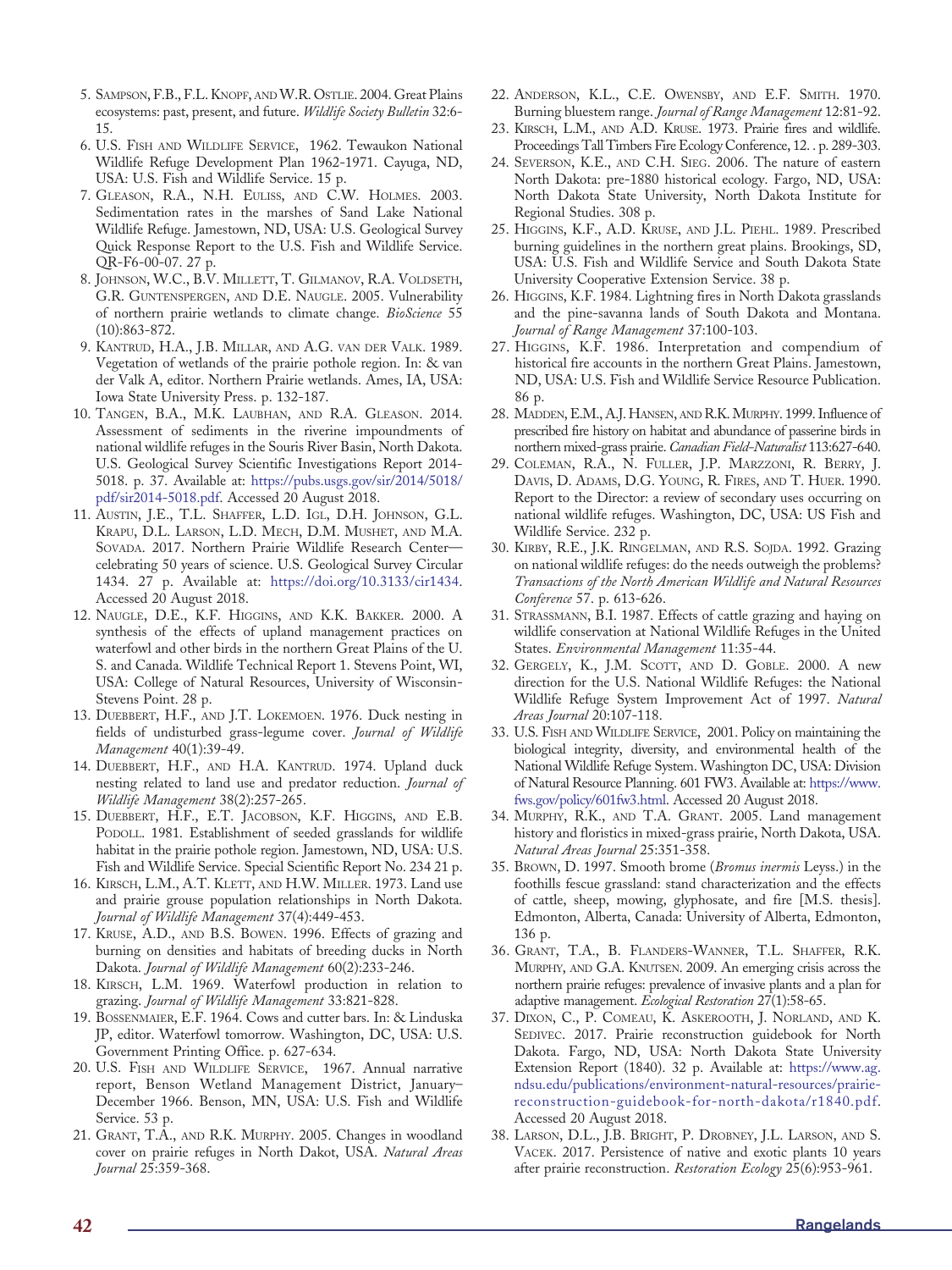5. Sampson, F.B., F.L. Knopf, and W.R. Ostlie. 2004. Great Plains ecosystems: past, present, and future. *Wildlife Society Bulletin* 32:6-15.
6. U.S. Fish and Wildlife Service, 1962. Tewaukon National Wildlife Refuge Development Plan 1962-1971. Cayuga, ND, USA: U.S. Fish and Wildlife Service. 15 p.
7. Gleason, R.A., N.H. Euliss, and C.W. Holmes. 2003. Sedimentation rates in the marshes of Sand Lake National Wildlife Refuge. Jamestown, ND, USA: U.S. Geological Survey Quick Response Report to the U.S. Fish and Wildlife Service. QR-F6-00-07. 27 p.
8. Johnson, W.C., B.V. Millett, T. Gilmanov, R.A. Voldseth, G.R. Guntenspergen, and D.E. Naugle. 2005. Vulnerability of northern prairie wetlands to climate change. *BioScience* 55 (10):863-872.
9. Kantrud, H.A., J.B. Millar, and A.G. van der Valk. 1989. Vegetation of wetlands of the prairie pothole region. In: & van der Valk A, editor. Northern Prairie wetlands. Ames, IA, USA: Iowa State University Press. p. 132-187.
10. Tangen, B.A., M.K. Laubhan, and R.A. Gleason. 2014. Assessment of sediments in the riverine impoundments of national wildlife refuges in the Souris River Basin, North Dakota. U.S. Geological Survey Scientific Investigations Report 2014-5018. p. 37. Available at: https://pubs.usgs.gov/sir/2014/5018/pdf/sir2014-5018.pdf. Accessed 20 August 2018.
11. Austin, J.E., T.L. Shaffer, L.D. Igl, D.H. Johnson, G.L. Krapu, D.L. Larson, L.D. Mech, D.M. Mushet, and M.A. Sovada. 2017. Northern Prairie Wildlife Research Center—celebrating 50 years of science. U.S. Geological Survey Circular 1434. 27 p. Available at: https://doi.org/10.3133/cir1434. Accessed 20 August 2018.
12. Naugle, D.E., K.F. Higgins, and K.K. Bakker. 2000. A synthesis of the effects of upland management practices on waterfowl and other birds in the northern Great Plains of the U. S. and Canada. Wildlife Technical Report 1. Stevens Point, WI, USA: College of Natural Resources, University of Wisconsin-Stevens Point. 28 p.
13. Duebbert, H.F., and J.T. Lokemoen. 1976. Duck nesting in fields of undisturbed grass-legume cover. *Journal of Wildlife Management* 40(1):39-49.
14. Duebbert, H.F., and H.A. Kantrud. 1974. Upland duck nesting related to land use and predator reduction. *Journal of Wildlife Management* 38(2):257-265.
15. Duebbert, H.F., E.T. Jacobson, K.F. Higgins, and E.B. Podoll. 1981. Establishment of seeded grasslands for wildlife habitat in the prairie pothole region. Jamestown, ND, USA: U.S. Fish and Wildlife Service. Special Scientific Report No. 234 21 p.
16. Kirsch, L.M., A.T. Klett, and H.W. Miller. 1973. Land use and prairie grouse population relationships in North Dakota. *Journal of Wildlife Management* 37(4):449-453.
17. Kruse, A.D., and B.S. Bowen. 1996. Effects of grazing and burning on densities and habitats of breeding ducks in North Dakota. *Journal of Wildlife Management* 60(2):233-246.
18. Kirsch, L.M. 1969. Waterfowl production in relation to grazing. *Journal of Wildlife Management* 33:821-828.
19. Bossenmaier, E.F. 1964. Cows and cutter bars. In: & Linduska JP, editor. Waterfowl tomorrow. Washington, DC, USA: U.S. Government Printing Office. p. 627-634.
20. U.S. Fish and Wildlife Service, 1967. Annual narrative report, Benson Wetland Management District, January–December 1966. Benson, MN, USA: U.S. Fish and Wildlife Service. 53 p.
21. Grant, T.A., and R.K. Murphy. 2005. Changes in woodland cover on prairie refuges in North Dakot, USA. *Natural Areas Journal* 25:359-368.
22. Anderson, K.L., C.E. Owensby, and E.F. Smith. 1970. Burning bluestem range. *Journal of Range Management* 12:81-92.
23. Kirsch, L.M., and A.D. Kruse. 1973. Prairie fires and wildlife. Proceedings Tall Timbers Fire Ecology Conference, 12. . p. 289-303.
24. Severson, K.E., and C.H. Sieg. 2006. The nature of eastern North Dakota: pre-1880 historical ecology. Fargo, ND, USA: North Dakota State University, North Dakota Institute for Regional Studies. 308 p.
25. Higgins, K.F., A.D. Kruse, and J.L. Piehl. 1989. Prescribed burning guidelines in the northern great plains. Brookings, SD, USA: U.S. Fish and Wildlife Service and South Dakota State University Cooperative Extension Service. 38 p.
26. Higgins, K.F. 1984. Lightning fires in North Dakota grasslands and the pine-savanna lands of South Dakota and Montana. *Journal of Range Management* 37:100-103.
27. Higgins, K.F. 1986. Interpretation and compendium of historical fire accounts in the northern Great Plains. Jamestown, ND, USA: U.S. Fish and Wildlife Service Resource Publication. 86 p.
28. Madden, E.M., A.J. Hansen, and R.K. Murphy. 1999. Influence of prescribed fire history on habitat and abundance of passerine birds in northern mixed-grass prairie. *Canadian Field-Naturalist* 113:627-640.
29. Coleman, R.A., N. Fuller, J.P. Marzzoni, R. Berry, J. Davis, D. Adams, D.G. Young, R. Fires, and T. Huer. 1990. Report to the Director: a review of secondary uses occurring on national wildlife refuges. Washington, DC, USA: US Fish and Wildlife Service. 232 p.
30. Kirby, R.E., J.K. Ringelman, and R.S. Sojda. 1992. Grazing on national wildlife refuges: do the needs outweigh the problems? *Transactions of the North American Wildlife and Natural Resources Conference* 57. p. 613-626.
31. Strassmann, B.I. 1987. Effects of cattle grazing and haying on wildlife conservation at National Wildlife Refuges in the United States. *Environmental Management* 11:35-44.
32. Gergely, K., J.M. Scott, and D. Goble. 2000. A new direction for the U.S. National Wildlife Refuges: the National Wildlife Refuge System Improvement Act of 1997. *Natural Areas Journal* 20:107-118.
33. U.S. Fish and Wildlife Service, 2001. Policy on maintaining the biological integrity, diversity, and environmental health of the National Wildlife Refuge System. Washington DC, USA: Division of Natural Resource Planning. 601 FW3. Available at: https://www.fws.gov/policy/601fw3.html. Accessed 20 August 2018.
34. Murphy, R.K., and T.A. Grant. 2005. Land management history and floristics in mixed-grass prairie, North Dakota, USA. *Natural Areas Journal* 25:351-358.
35. Brown, D. 1997. Smooth brome (*Bromus inermis* Leyss.) in the foothills fescue grassland: stand characterization and the effects of cattle, sheep, mowing, glyphosate, and fire [M.S. thesis]. Edmonton, Alberta, Canada: University of Alberta, Edmonton, 136 p.
36. Grant, T.A., B. Flanders-Wanner, T.L. Shaffer, R.K. Murphy, and G.A. Knutsen. 2009. An emerging crisis across the northern prairie refuges: prevalence of invasive plants and a plan for adaptive management. *Ecological Restoration* 27(1):58-65.
37. Dixon, C., P. Comeau, K. Askerooth, J. Norland, and K. Sedivec. 2017. Prairie reconstruction guidebook for North Dakota. Fargo, ND, USA: North Dakota State University Extension Report (1840). 32 p. Available at: https://www.ag.ndsu.edu/publications/environment-natural-resources/prairie-reconstruction-guidebook-for-north-dakota/r1840.pdf. Accessed 20 August 2018.
38. Larson, D.L., J.B. Bright, P. Drobney, J.L. Larson, and S. Vacek. 2017. Persistence of native and exotic plants 10 years after prairie reconstruction. *Restoration Ecology* 25(6):953-961.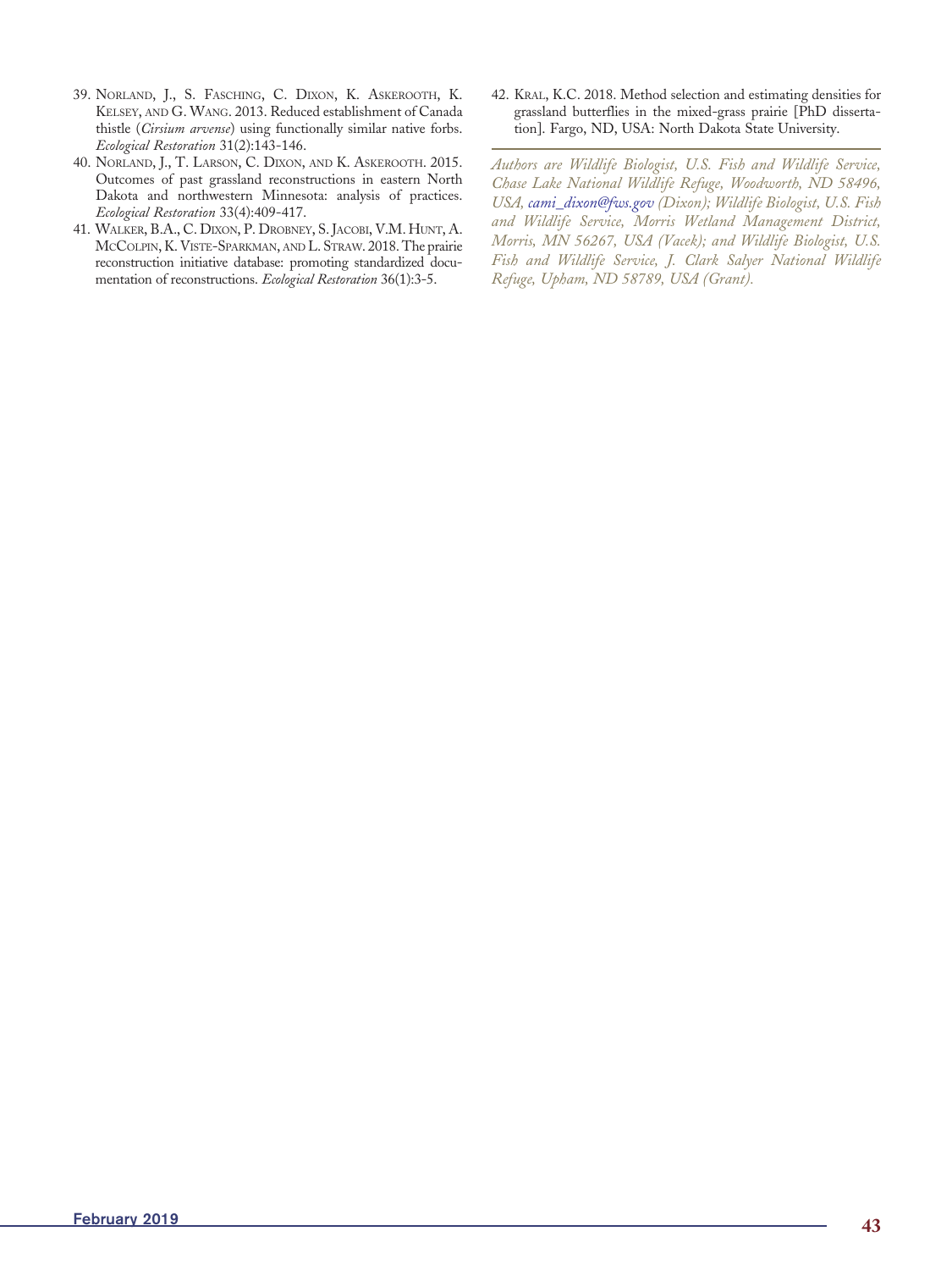39. Norland, J., S. Fasching, C. Dixon, K. Askerooth, K. Kelsey, and G. Wang. 2013. Reduced establishment of Canada thistle (*Cirsium arvense*) using functionally similar native forbs. *Ecological Restoration* 31(2):143-146.
40. Norland, J., T. Larson, C. Dixon, and K. Askerooth. 2015. Outcomes of past grassland reconstructions in eastern North Dakota and northwestern Minnesota: analysis of practices. *Ecological Restoration* 33(4):409-417.
41. Walker, B.A., C. Dixon, P. Drobney, S. Jacobi, V.M. Hunt, A. McColpin, K. Viste-Sparkman, and L. Straw. 2018. The prairie reconstruction initiative database: promoting standardized documentation of reconstructions. *Ecological Restoration* 36(1):3-5.
42. Kral, K.C. 2018. Method selection and estimating densities for grassland butterflies in the mixed-grass prairie [PhD dissertation]. Fargo, ND, USA: North Dakota State University.

*Authors are Wildlife Biologist, U.S. Fish and Wildlife Service, Chase Lake National Wildlife Refuge, Woodworth, ND 58496, USA, cami_dixon@fws.gov (Dixon); Wildlife Biologist, U.S. Fish and Wildlife Service, Morris Wetland Management District, Morris, MN 56267, USA (Vacek); and Wildlife Biologist, U.S. Fish and Wildlife Service, J. Clark Salyer National Wildlife Refuge, Upham, ND 58789, USA (Grant).*